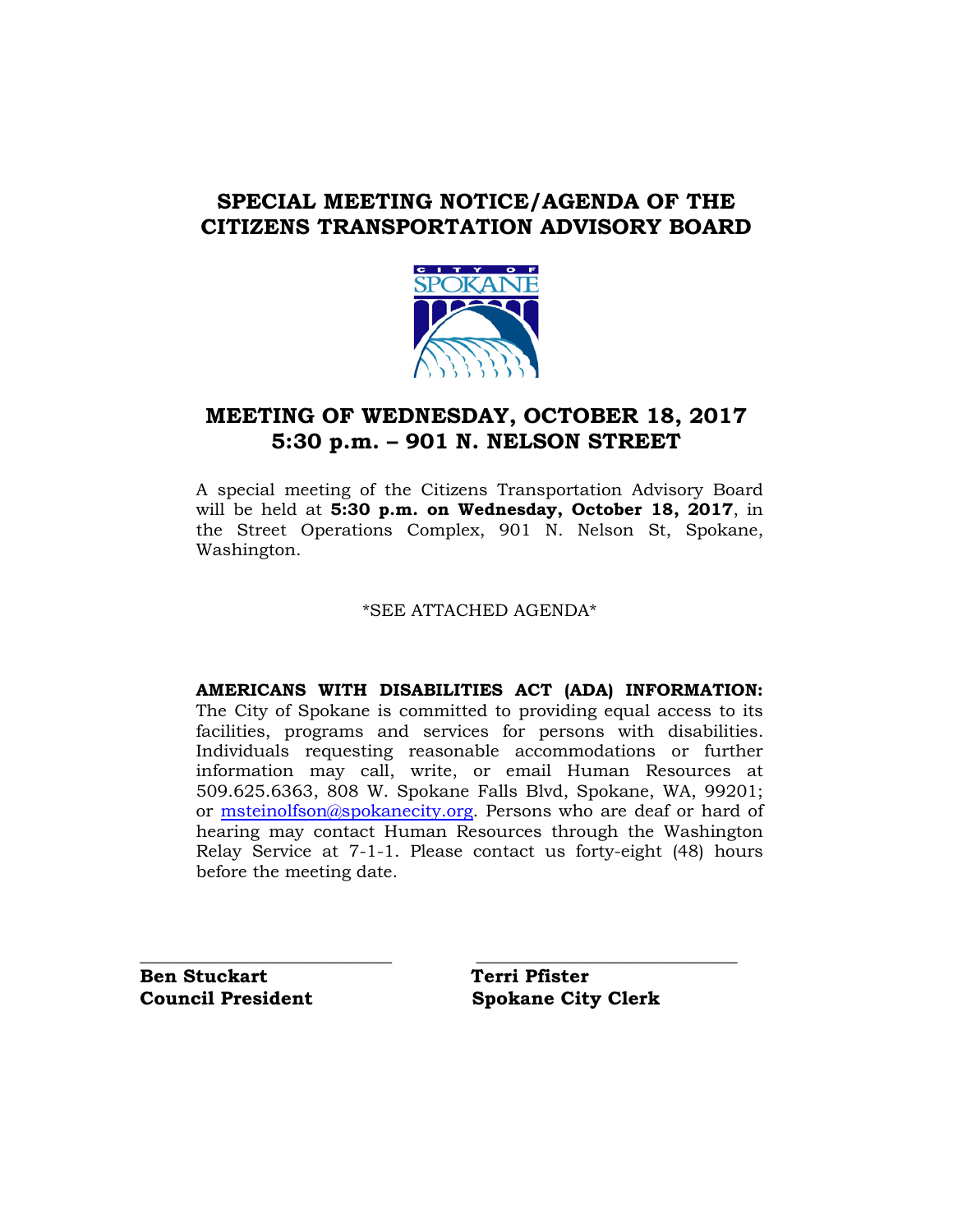# SPECIAL MEETING NOTICE/AGENDA OF THE CITIZENS TRANSPORTATION ADVISORY BOARD

## MEETING OF WEDNESDAY, OCTOBER 18, 2017
## 5:30 p.m. – 901 N. NELSON STREET

A special meeting of the Citizens Transportation Advisory Board will be held at **5:30 p.m. on Wednesday, October 18, 2017**, in the Street Operations Complex, 901 N. Nelson St, Spokane, Washington.

*SEE ATTACHED AGENDA*

**AMERICANS WITH DISABILITIES ACT (ADA) INFORMATION:** The City of Spokane is committed to providing equal access to its facilities, programs and services for persons with disabilities. Individuals requesting reasonable accommodations or further information may call, write, or email Human Resources at 509.625.6363, 808 W. Spokane Falls Blvd, Spokane, WA, 99201; or msteinolfson@spokanecity.org. Persons who are deaf or hard of hearing may contact Human Resources through the Washington Relay Service at 7-1-1. Please contact us forty-eight (48) hours before the meeting date.

| ___________________________ | ___________________________ |
|---|---|
| **Ben Stuckart** | **Terri Pfister** |
| **Council President** | **Spokane City Clerk** |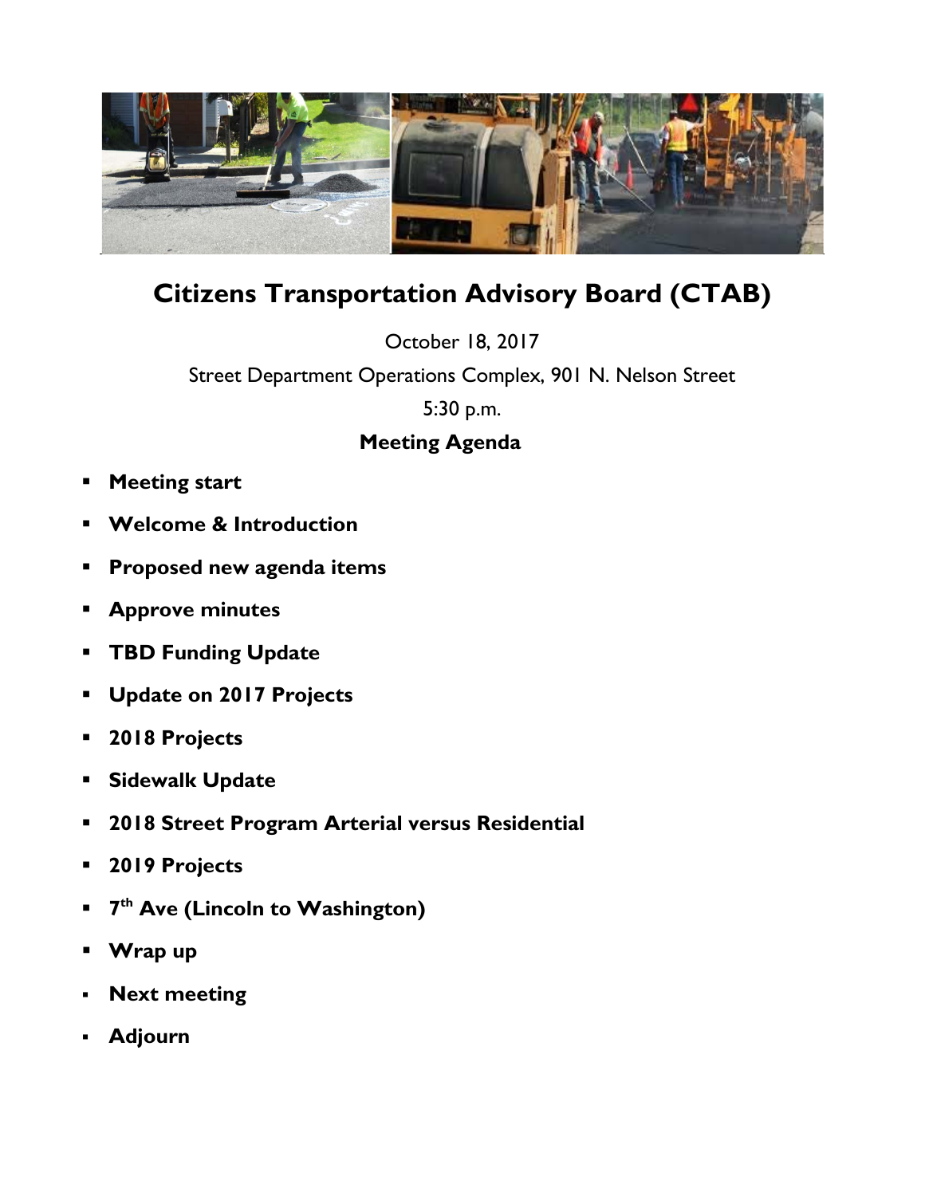# Citizens Transportation Advisory Board (CTAB)

October 18, 2017

Street Department Operations Complex, 901 N. Nelson Street

5:30 p.m.

## Meeting Agenda

- **Meeting start**
- **Welcome & Introduction**
- **Proposed new agenda items**
- **Approve minutes**
- **TBD Funding Update**
- **Update on 2017 Projects**
- **2018 Projects**
- **Sidewalk Update**
- **2018 Street Program Arterial versus Residential**
- **2019 Projects**
- **7th Ave (Lincoln to Washington)**
- **Wrap up**
- **Next meeting**
- **Adjourn**